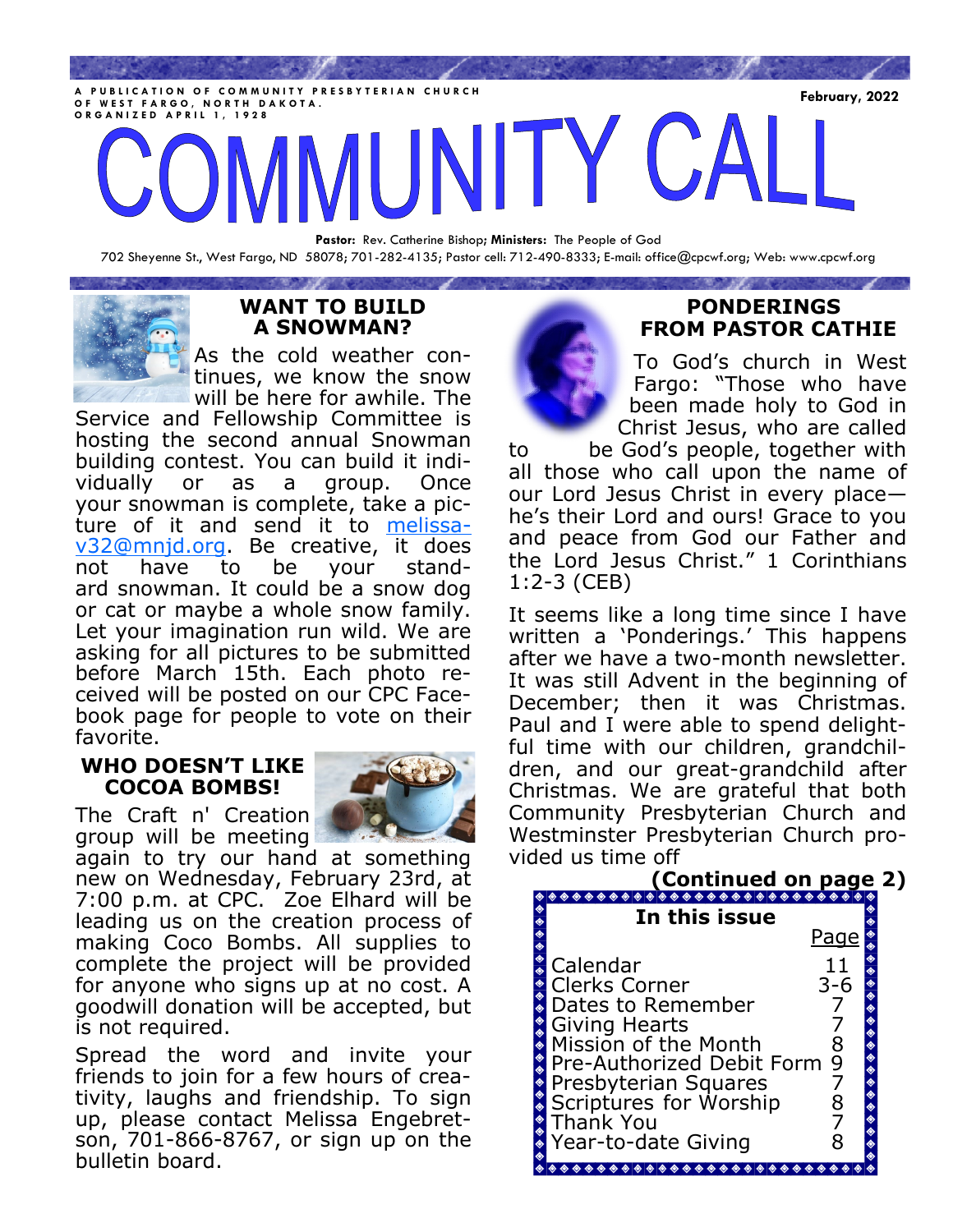A PUBLICATION OF COMMUNITY PRESBYTERIAN CHURCH OF WEST FARGO, NORTH DAKOTA. ORGANIZED APRIL 1, 1928

February, 2022

# COMMUNITY CALL

**Pastor:** Rev. Catherine Bishop; **Ministers:** The People of God

702 Sheyenne St., West Fargo, ND 58078; 701-282-4135; Pastor cell: 712-490-8333; E-mail: office@cpcwf.org; Web: www.cpcwf.org

## WANT TO BUILD A SNOWMAN?

As the cold weather continues, we know the snow will be here for awhile. The Service and Fellowship Committee is hosting the second annual Snowman building contest. You can build it individually or as a group. Once your snowman is complete, take a picture of it and send it to melissav32@mnjd.org. Be creative, it does not have to be your standard snowman. It could be a snow dog or cat or maybe a whole snow family. Let your imagination run wild. We are asking for all pictures to be submitted before March 15th. Each photo received will be posted on our CPC Facebook page for people to vote on their favorite.

## WHO DOESN'T LIKE COCOA BOMBS!

The Craft n' Creation group will be meeting again to try our hand at something new on Wednesday, February 23rd, at 7:00 p.m. at CPC. Zoe Elhard will be leading us on the creation process of making Coco Bombs. All supplies to complete the project will be provided for anyone who signs up at no cost. A goodwill donation will be accepted, but is not required.

Spread the word and invite your friends to join for a few hours of creativity, laughs and friendship. To sign up, please contact Melissa Engebretson, 701-866-8767, or sign up on the bulletin board.

## PONDERINGS FROM PASTOR CATHIE

To God's church in West Fargo: "Those who have been made holy to God in Christ Jesus, who are called to be God's people, together with all those who call upon the name of our Lord Jesus Christ in every place—he's their Lord and ours! Grace to you and peace from God our Father and the Lord Jesus Christ." 1 Corinthians 1:2-3 (CEB)

It seems like a long time since I have written a 'Ponderings.' This happens after we have a two-month newsletter. It was still Advent in the beginning of December; then it was Christmas. Paul and I were able to spend delightful time with our children, grandchildren, and our great-grandchild after Christmas. We are grateful that both Community Presbyterian Church and Westminster Presbyterian Church provided us time off

**(Continued on page 2)**

**In this issue**

| | Page |
|---|---|
| Calendar | 11 |
| Clerks Corner | 3-6 |
| Dates to Remember | 7 |
| Giving Hearts | 7 |
| Mission of the Month | 8 |
| Pre-Authorized Debit Form | 9 |
| Presbyterian Squares | 7 |
| Scriptures for Worship | 8 |
| Thank You | 7 |
| Year-to-date Giving | 8 |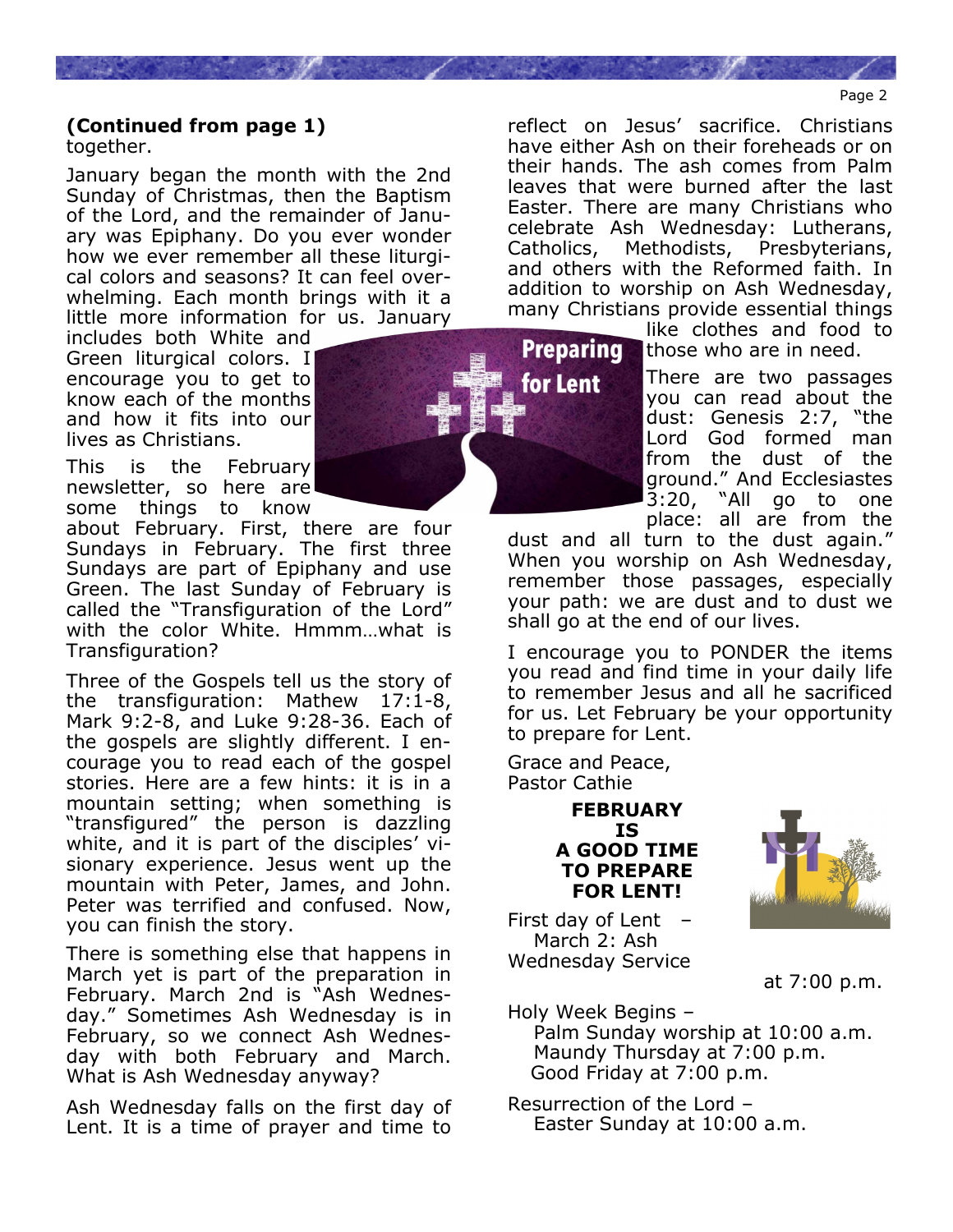**(Continued from page 1)**
together.

January began the month with the 2nd Sunday of Christmas, then the Baptism of the Lord, and the remainder of January was Epiphany. Do you ever wonder how we ever remember all these liturgical colors and seasons? It can feel overwhelming. Each month brings with it a little more information for us. January includes both White and Green liturgical colors. I encourage you to get to know each of the months and how it fits into our lives as Christians.

This is the February newsletter, so here are some things to know about February. First, there are four Sundays in February. The first three Sundays are part of Epiphany and use Green. The last Sunday of February is called the "Transfiguration of the Lord" with the color White. Hmmm…what is Transfiguration?

Three of the Gospels tell us the story of the transfiguration: Mathew 17:1-8, Mark 9:2-8, and Luke 9:28-36. Each of the gospels are slightly different. I encourage you to read each of the gospel stories. Here are a few hints: it is in a mountain setting; when something is "transfigured" the person is dazzling white, and it is part of the disciples' visionary experience. Jesus went up the mountain with Peter, James, and John. Peter was terrified and confused. Now, you can finish the story.

There is something else that happens in March yet is part of the preparation in February. March 2nd is "Ash Wednesday." Sometimes Ash Wednesday is in February, so we connect Ash Wednesday with both February and March. What is Ash Wednesday anyway?

Ash Wednesday falls on the first day of Lent. It is a time of prayer and time to reflect on Jesus' sacrifice. Christians have either Ash on their foreheads or on their hands. The ash comes from Palm leaves that were burned after the last Easter. There are many Christians who celebrate Ash Wednesday: Lutherans, Catholics, Methodists, Presbyterians, and others with the Reformed faith. In addition to worship on Ash Wednesday, many Christians provide essential things like clothes and food to those who are in need.

There are two passages you can read about the dust: Genesis 2:7, "the Lord God formed man from the dust of the ground." And Ecclesiastes 3:20, "All go to one place: all are from the dust and all turn to the dust again." When you worship on Ash Wednesday, remember those passages, especially your path: we are dust and to dust we shall go at the end of our lives.

I encourage you to PONDER the items you read and find time in your daily life to remember Jesus and all he sacrificed for us. Let February be your opportunity to prepare for Lent.

Grace and Peace,
Pastor Cathie

**FEBRUARY IS A GOOD TIME TO PREPARE FOR LENT!**

First day of Lent – March 2: Ash Wednesday Service at 7:00 p.m.

Holy Week Begins –
Palm Sunday worship at 10:00 a.m.
Maundy Thursday at 7:00 p.m.
Good Friday at 7:00 p.m.

Resurrection of the Lord –
Easter Sunday at 10:00 a.m.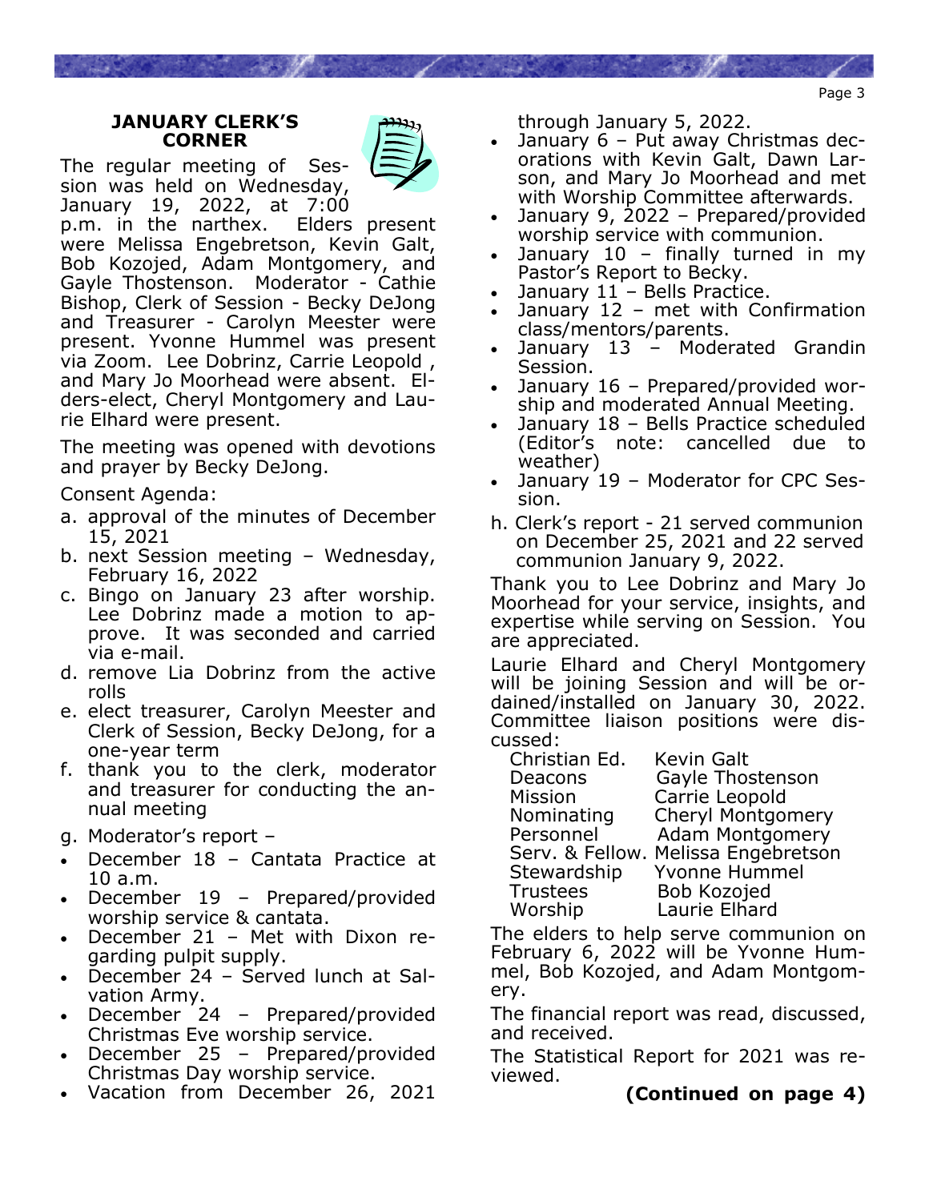### JANUARY CLERK'S CORNER

The regular meeting of Session was held on Wednesday, January 19, 2022, at 7:00 p.m. in the narthex. Elders present were Melissa Engebretson, Kevin Galt, Bob Kozojed, Adam Montgomery, and Gayle Thostenson. Moderator - Cathie Bishop, Clerk of Session - Becky DeJong and Treasurer - Carolyn Meester were present. Yvonne Hummel was present via Zoom. Lee Dobrinz, Carrie Leopold , and Mary Jo Moorhead were absent. Elders-elect, Cheryl Montgomery and Laurie Elhard were present.

The meeting was opened with devotions and prayer by Becky DeJong.

Consent Agenda:

a. approval of the minutes of December 15, 2021
b. next Session meeting – Wednesday, February 16, 2022
c. Bingo on January 23 after worship. Lee Dobrinz made a motion to approve. It was seconded and carried via e-mail.
d. remove Lia Dobrinz from the active rolls
e. elect treasurer, Carolyn Meester and Clerk of Session, Becky DeJong, for a one-year term
f. thank you to the clerk, moderator and treasurer for conducting the annual meeting
g. Moderator's report –

- December 18 – Cantata Practice at 10 a.m.
- December 19 – Prepared/provided worship service & cantata.
- December 21 – Met with Dixon regarding pulpit supply.
- December 24 – Served lunch at Salvation Army.
- December 24 – Prepared/provided Christmas Eve worship service.
- December 25 – Prepared/provided Christmas Day worship service.
- Vacation from December 26, 2021 through January 5, 2022.
- January 6 – Put away Christmas decorations with Kevin Galt, Dawn Larson, and Mary Jo Moorhead and met with Worship Committee afterwards.
- January 9, 2022 – Prepared/provided worship service with communion.
- January 10 – finally turned in my Pastor's Report to Becky.
- January 11 – Bells Practice.
- January 12 – met with Confirmation class/mentors/parents.
- January 13 – Moderated Grandin Session.
- January 16 – Prepared/provided worship and moderated Annual Meeting.
- January 18 – Bells Practice scheduled (Editor's note: cancelled due to weather)
- January 19 – Moderator for CPC Session.

h. Clerk's report - 21 served communion on December 25, 2021 and 22 served communion January 9, 2022.

Thank you to Lee Dobrinz and Mary Jo Moorhead for your service, insights, and expertise while serving on Session. You are appreciated.

Laurie Elhard and Cheryl Montgomery will be joining Session and will be ordained/installed on January 30, 2022. Committee liaison positions were discussed:

| | |
|---|---|
| Christian Ed. | Kevin Galt |
| Deacons | Gayle Thostenson |
| Mission | Carrie Leopold |
| Nominating | Cheryl Montgomery |
| Personnel | Adam Montgomery |
| Serv. & Fellow. | Melissa Engebretson |
| Stewardship | Yvonne Hummel |
| Trustees | Bob Kozojed |
| Worship | Laurie Elhard |

The elders to help serve communion on February 6, 2022 will be Yvonne Hummel, Bob Kozojed, and Adam Montgomery.

The financial report was read, discussed, and received.

The Statistical Report for 2021 was reviewed.

**(Continued on page 4)**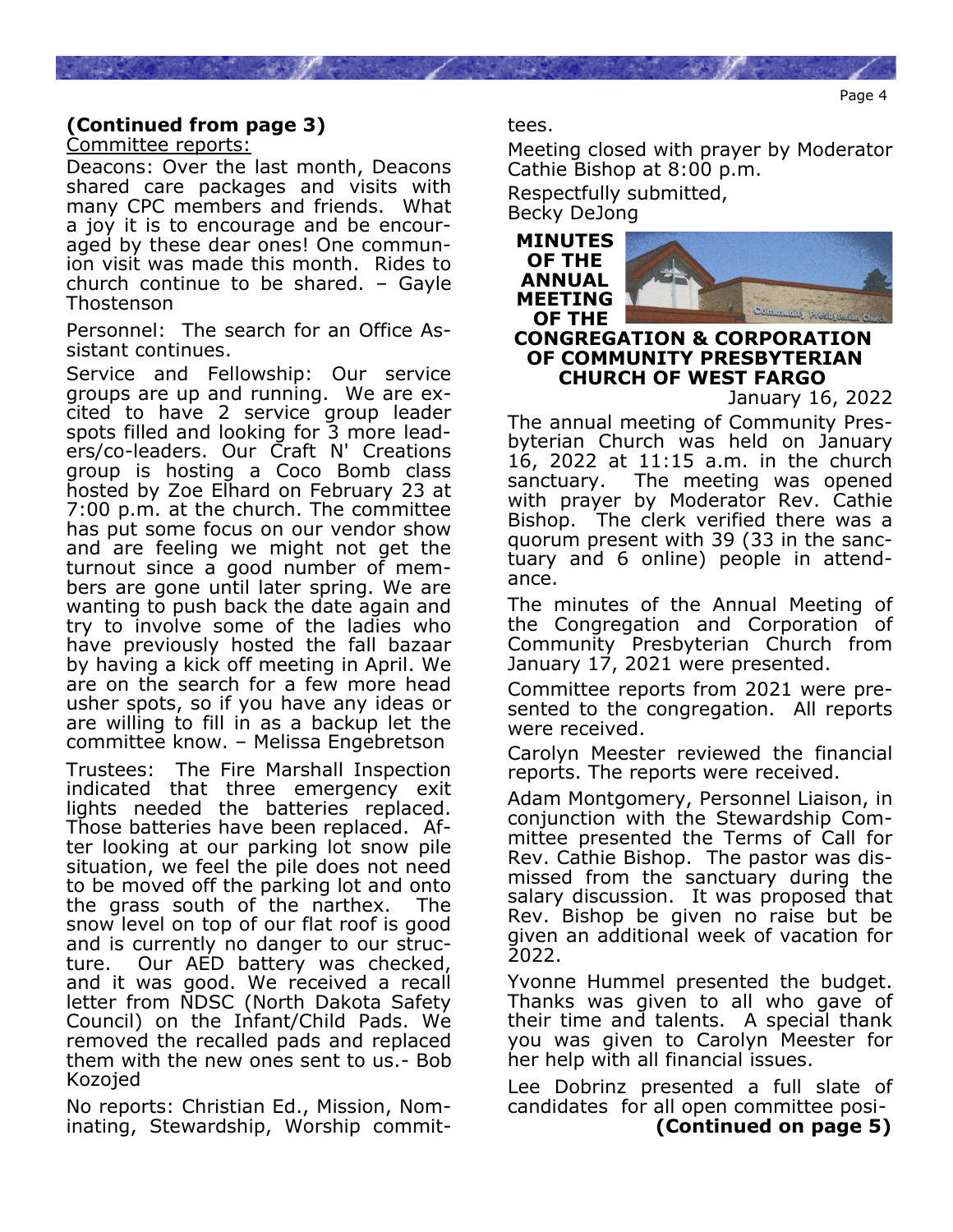**(Continued from page 3)**

Committee reports:

Deacons: Over the last month, Deacons shared care packages and visits with many CPC members and friends. What a joy it is to encourage and be encouraged by these dear ones! One communion visit was made this month. Rides to church continue to be shared. – Gayle Thostenson

Personnel: The search for an Office Assistant continues.

Service and Fellowship: Our service groups are up and running. We are excited to have 2 service group leader spots filled and looking for 3 more leaders/co-leaders. Our Craft N' Creations group is hosting a Coco Bomb class hosted by Zoe Elhard on February 23 at 7:00 p.m. at the church. The committee has put some focus on our vendor show and are feeling we might not get the turnout since a good number of members are gone until later spring. We are wanting to push back the date again and try to involve some of the ladies who have previously hosted the fall bazaar by having a kick off meeting in April. We are on the search for a few more head usher spots, so if you have any ideas or are willing to fill in as a backup let the committee know. – Melissa Engebretson

Trustees: The Fire Marshall Inspection indicated that three emergency exit lights needed the batteries replaced. Those batteries have been replaced. After looking at our parking lot snow pile situation, we feel the pile does not need to be moved off the parking lot and onto the grass south of the narthex. The snow level on top of our flat roof is good and is currently no danger to our structure. Our AED battery was checked, and it was good. We received a recall letter from NDSC (North Dakota Safety Council) on the Infant/Child Pads. We removed the recalled pads and replaced them with the new ones sent to us.- Bob Kozojed

No reports: Christian Ed., Mission, Nominating, Stewardship, Worship committees.

Meeting closed with prayer by Moderator Cathie Bishop at 8:00 p.m.

Respectfully submitted,
Becky DeJong

## MINUTES OF THE ANNUAL MEETING OF THE CONGREGATION & CORPORATION OF COMMUNITY PRESBYTERIAN CHURCH OF WEST FARGO

January 16, 2022

The annual meeting of Community Presbyterian Church was held on January 16, 2022 at 11:15 a.m. in the church sanctuary. The meeting was opened with prayer by Moderator Rev. Cathie Bishop. The clerk verified there was a quorum present with 39 (33 in the sanctuary and 6 online) people in attendance.

The minutes of the Annual Meeting of the Congregation and Corporation of Community Presbyterian Church from January 17, 2021 were presented.

Committee reports from 2021 were presented to the congregation. All reports were received.

Carolyn Meester reviewed the financial reports. The reports were received.

Adam Montgomery, Personnel Liaison, in conjunction with the Stewardship Committee presented the Terms of Call for Rev. Cathie Bishop. The pastor was dismissed from the sanctuary during the salary discussion. It was proposed that Rev. Bishop be given no raise but be given an additional week of vacation for 2022.

Yvonne Hummel presented the budget. Thanks was given to all who gave of their time and talents. A special thank you was given to Carolyn Meester for her help with all financial issues.

Lee Dobrinz presented a full slate of candidates for all open committee posi-

**(Continued on page 5)**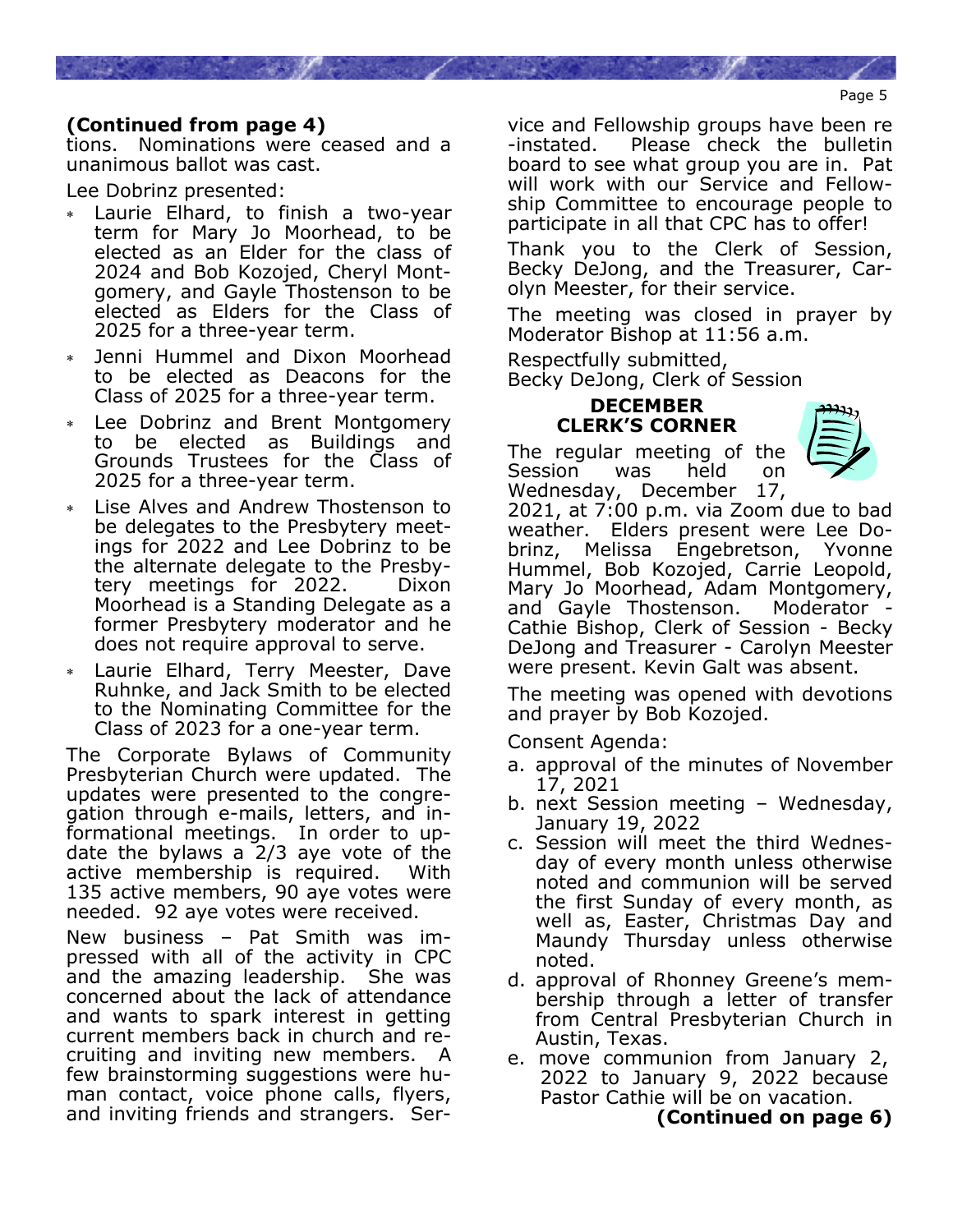**(Continued from page 4)**
tions. Nominations were ceased and a unanimous ballot was cast.

Lee Dobrinz presented:

- Laurie Elhard, to finish a two-year term for Mary Jo Moorhead, to be elected as an Elder for the class of 2024 and Bob Kozojed, Cheryl Montgomery, and Gayle Thostenson to be elected as Elders for the Class of 2025 for a three-year term.
- Jenni Hummel and Dixon Moorhead to be elected as Deacons for the Class of 2025 for a three-year term.
- Lee Dobrinz and Brent Montgomery to be elected as Buildings and Grounds Trustees for the Class of 2025 for a three-year term.
- Lise Alves and Andrew Thostenson to be delegates to the Presbytery meetings for 2022 and Lee Dobrinz to be the alternate delegate to the Presbytery meetings for 2022. Dixon Moorhead is a Standing Delegate as a former Presbytery moderator and he does not require approval to serve.
- Laurie Elhard, Terry Meester, Dave Ruhnke, and Jack Smith to be elected to the Nominating Committee for the Class of 2023 for a one-year term.

The Corporate Bylaws of Community Presbyterian Church were updated. The updates were presented to the congregation through e-mails, letters, and informational meetings. In order to update the bylaws a 2/3 aye vote of the active membership is required. With 135 active members, 90 aye votes were needed. 92 aye votes were received.

New business – Pat Smith was impressed with all of the activity in CPC and the amazing leadership. She was concerned about the lack of attendance and wants to spark interest in getting current members back in church and recruiting and inviting new members. A few brainstorming suggestions were human contact, voice phone calls, flyers, and inviting friends and strangers. Service and Fellowship groups have been re-instated. Please check the bulletin board to see what group you are in. Pat will work with our Service and Fellowship Committee to encourage people to participate in all that CPC has to offer!

Thank you to the Clerk of Session, Becky DeJong, and the Treasurer, Carolyn Meester, for their service.

The meeting was closed in prayer by Moderator Bishop at 11:56 a.m.

Respectfully submitted,
Becky DeJong, Clerk of Session

## DECEMBER CLERK'S CORNER

The regular meeting of the Session was held on Wednesday, December 17, 2021, at 7:00 p.m. via Zoom due to bad weather. Elders present were Lee Dobrinz, Melissa Engebretson, Yvonne Hummel, Bob Kozojed, Carrie Leopold, Mary Jo Moorhead, Adam Montgomery, and Gayle Thostenson. Moderator - Cathie Bishop, Clerk of Session - Becky DeJong and Treasurer - Carolyn Meester were present. Kevin Galt was absent.

The meeting was opened with devotions and prayer by Bob Kozojed.

Consent Agenda:

a. approval of the minutes of November 17, 2021
b. next Session meeting – Wednesday, January 19, 2022
c. Session will meet the third Wednesday of every month unless otherwise noted and communion will be served the first Sunday of every month, as well as, Easter, Christmas Day and Maundy Thursday unless otherwise noted.
d. approval of Rhonney Greene's membership through a letter of transfer from Central Presbyterian Church in Austin, Texas.
e. move communion from January 2, 2022 to January 9, 2022 because Pastor Cathie will be on vacation.

**(Continued on page 6)**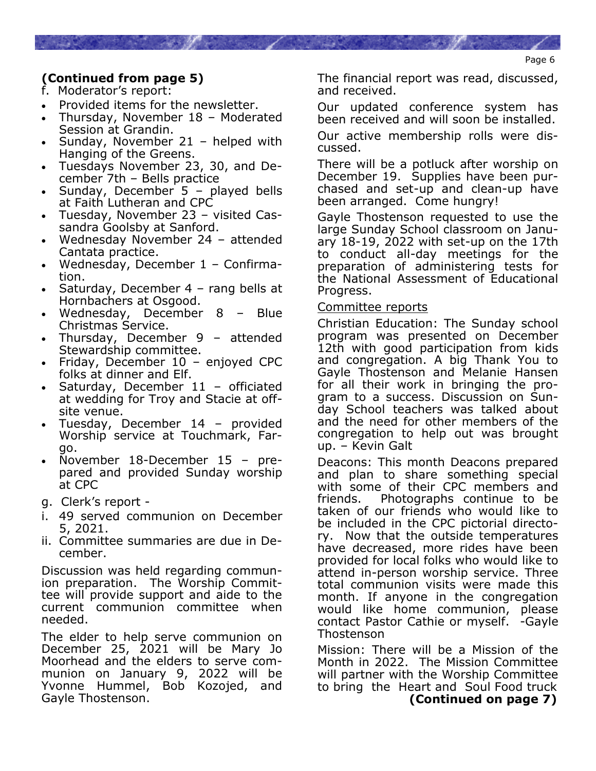**(Continued from page 5)**

f. Moderator's report:

- Provided items for the newsletter.
- Thursday, November 18 – Moderated Session at Grandin.
- Sunday, November 21 – helped with Hanging of the Greens.
- Tuesdays November 23, 30, and December 7th – Bells practice
- Sunday, December 5 – played bells at Faith Lutheran and CPC
- Tuesday, November 23 – visited Cassandra Goolsby at Sanford.
- Wednesday November 24 – attended Cantata practice.
- Wednesday, December 1 – Confirmation.
- Saturday, December 4 – rang bells at Hornbachers at Osgood.
- Wednesday, December 8 – Blue Christmas Service.
- Thursday, December 9 – attended Stewardship committee.
- Friday, December 10 – enjoyed CPC folks at dinner and Elf.
- Saturday, December 11 – officiated at wedding for Troy and Stacie at offsite venue.
- Tuesday, December 14 – provided Worship service at Touchmark, Fargo.
- November 18-December 15 – prepared and provided Sunday worship at CPC

g. Clerk's report -

i. 49 served communion on December 5, 2021.

ii. Committee summaries are due in December.

Discussion was held regarding communion preparation. The Worship Committee will provide support and aide to the current communion committee when needed.

The elder to help serve communion on December 25, 2021 will be Mary Jo Moorhead and the elders to serve communion on January 9, 2022 will be Yvonne Hummel, Bob Kozojed, and Gayle Thostenson.

The financial report was read, discussed, and received.

Our updated conference system has been received and will soon be installed.

Our active membership rolls were discussed.

There will be a potluck after worship on December 19. Supplies have been purchased and set-up and clean-up have been arranged. Come hungry!

Gayle Thostenson requested to use the large Sunday School classroom on January 18-19, 2022 with set-up on the 17th to conduct all-day meetings for the preparation of administering tests for the National Assessment of Educational Progress.

Committee reports

Christian Education: The Sunday school program was presented on December 12th with good participation from kids and congregation. A big Thank You to Gayle Thostenson and Melanie Hansen for all their work in bringing the program to a success. Discussion on Sunday School teachers was talked about and the need for other members of the congregation to help out was brought up. – Kevin Galt

Deacons: This month Deacons prepared and plan to share something special with some of their CPC members and friends. Photographs continue to be taken of our friends who would like to be included in the CPC pictorial directory. Now that the outside temperatures have decreased, more rides have been provided for local folks who would like to attend in-person worship service. Three total communion visits were made this month. If anyone in the congregation would like home communion, please contact Pastor Cathie or myself. -Gayle Thostenson

Mission: There will be a Mission of the Month in 2022. The Mission Committee will partner with the Worship Committee to bring the Heart and Soul Food truck

**(Continued on page 7)**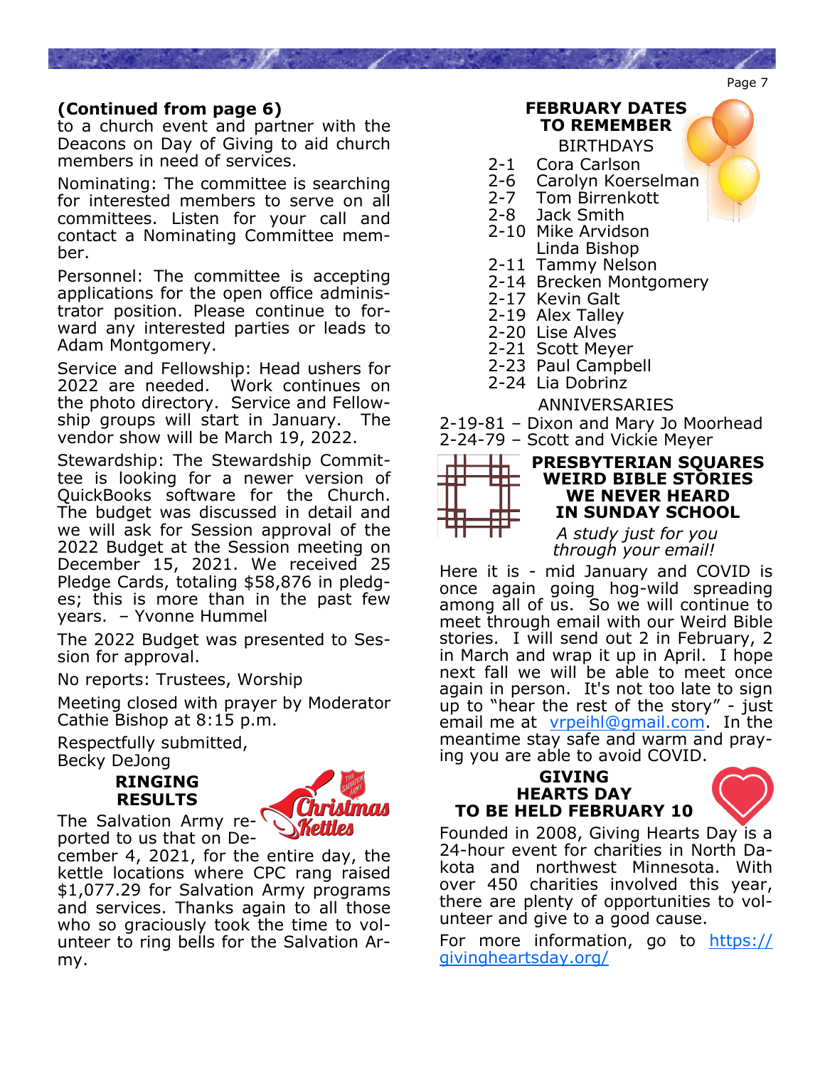**(Continued from page 6)**
to a church event and partner with the Deacons on Day of Giving to aid church members in need of services.

Nominating: The committee is searching for interested members to serve on all committees. Listen for your call and contact a Nominating Committee member.

Personnel: The committee is accepting applications for the open office administrator position. Please continue to forward any interested parties or leads to Adam Montgomery.

Service and Fellowship: Head ushers for 2022 are needed. Work continues on the photo directory. Service and Fellowship groups will start in January. The vendor show will be March 19, 2022.

Stewardship: The Stewardship Committee is looking for a newer version of QuickBooks software for the Church. The budget was discussed in detail and we will ask for Session approval of the 2022 Budget at the Session meeting on December 15, 2021. We received 25 Pledge Cards, totaling $58,876 in pledges; this is more than in the past few years. – Yvonne Hummel

The 2022 Budget was presented to Session for approval.

No reports: Trustees, Worship

Meeting closed with prayer by Moderator Cathie Bishop at 8:15 p.m.

Respectfully submitted,
Becky DeJong

## RINGING RESULTS

The Salvation Army reported to us that on December 4, 2021, for the entire day, the kettle locations where CPC rang raised $1,077.29 for Salvation Army programs and services. Thanks again to all those who so graciously took the time to volunteer to ring bells for the Salvation Army.

## FEBRUARY DATES TO REMEMBER

BIRTHDAYS

- 2-1 Cora Carlson
- 2-6 Carolyn Koerselman
- 2-7 Tom Birrenkott
- 2-8 Jack Smith
- 2-10 Mike Arvidson
  Linda Bishop
- 2-11 Tammy Nelson
- 2-14 Brecken Montgomery
- 2-17 Kevin Galt
- 2-19 Alex Talley
- 2-20 Lise Alves
- 2-21 Scott Meyer
- 2-23 Paul Campbell
- 2-24 Lia Dobrinz

ANNIVERSARIES

- 2-19-81 – Dixon and Mary Jo Moorhead
- 2-24-79 – Scott and Vickie Meyer

## PRESBYTERIAN SQUARES WEIRD BIBLE STORIES WE NEVER HEARD IN SUNDAY SCHOOL

*A study just for you through your email!*

Here it is - mid January and COVID is once again going hog-wild spreading among all of us. So we will continue to meet through email with our Weird Bible stories. I will send out 2 in February, 2 in March and wrap it up in April. I hope next fall we will be able to meet once again in person. It's not too late to sign up to "hear the rest of the story" - just email me at vrpeihl@gmail.com. In the meantime stay safe and warm and praying you are able to avoid COVID.

## GIVING HEARTS DAY TO BE HELD FEBRUARY 10

Founded in 2008, Giving Hearts Day is a 24-hour event for charities in North Dakota and northwest Minnesota. With over 450 charities involved this year, there are plenty of opportunities to volunteer and give to a good cause.

For more information, go to https://givingheartsday.org/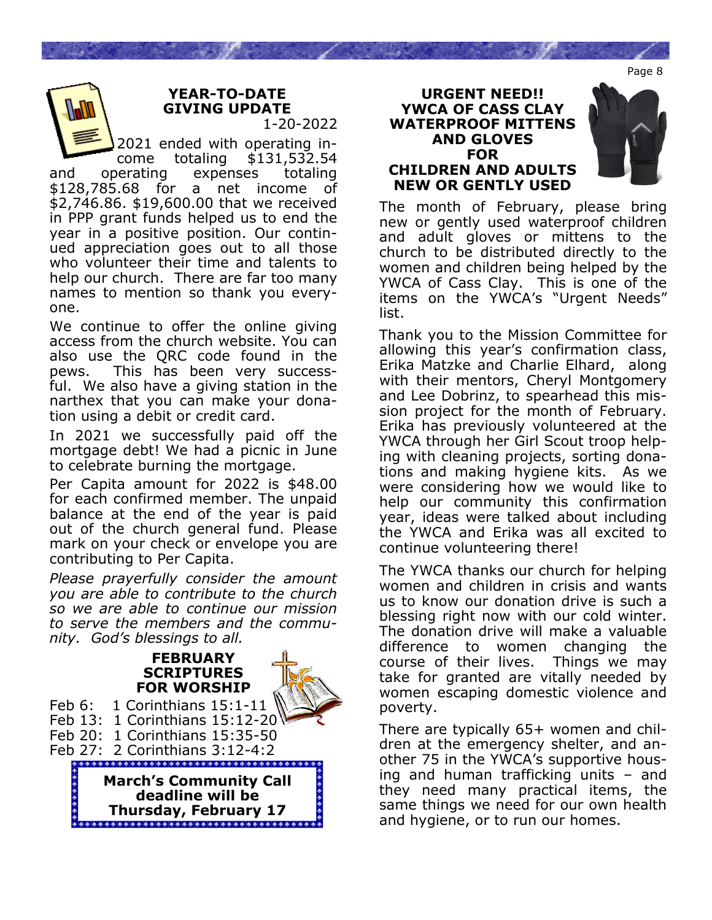## YEAR-TO-DATE GIVING UPDATE

1-20-2022

2021 ended with operating income totaling $131,532.54 and operating expenses totaling $128,785.68 for a net income of $2,746.86. $19,600.00 that we received in PPP grant funds helped us to end the year in a positive position. Our continued appreciation goes out to all those who volunteer their time and talents to help our church. There are far too many names to mention so thank you everyone.

We continue to offer the online giving access from the church website. You can also use the QRC code found in the pews. This has been very successful. We also have a giving station in the narthex that you can make your donation using a debit or credit card.

In 2021 we successfully paid off the mortgage debt! We had a picnic in June to celebrate burning the mortgage.

Per Capita amount for 2022 is $48.00 for each confirmed member. The unpaid balance at the end of the year is paid out of the church general fund. Please mark on your check or envelope you are contributing to Per Capita.

*Please prayerfully consider the amount you are able to contribute to the church so we are able to continue our mission to serve the members and the community. God's blessings to all.*

## FEBRUARY SCRIPTURES FOR WORSHIP

Feb 6: 1 Corinthians 15:1-11
Feb 13: 1 Corinthians 15:12-20
Feb 20: 1 Corinthians 15:35-50
Feb 27: 2 Corinthians 3:12-4:2

**March's Community Call deadline will be Thursday, February 17**

## URGENT NEED!! YWCA OF CASS CLAY WATERPROOF MITTENS AND GLOVES FOR CHILDREN AND ADULTS NEW OR GENTLY USED

The month of February, please bring new or gently used waterproof children and adult gloves or mittens to the church to be distributed directly to the women and children being helped by the YWCA of Cass Clay. This is one of the items on the YWCA's "Urgent Needs" list.

Thank you to the Mission Committee for allowing this year's confirmation class, Erika Matzke and Charlie Elhard, along with their mentors, Cheryl Montgomery and Lee Dobrinz, to spearhead this mission project for the month of February. Erika has previously volunteered at the YWCA through her Girl Scout troop helping with cleaning projects, sorting donations and making hygiene kits. As we were considering how we would like to help our community this confirmation year, ideas were talked about including the YWCA and Erika was all excited to continue volunteering there!

The YWCA thanks our church for helping women and children in crisis and wants us to know our donation drive is such a blessing right now with our cold winter. The donation drive will make a valuable difference to women changing the course of their lives. Things we may take for granted are vitally needed by women escaping domestic violence and poverty.

There are typically 65+ women and children at the emergency shelter, and another 75 in the YWCA's supportive housing and human trafficking units – and they need many practical items, the same things we need for our own health and hygiene, or to run our homes.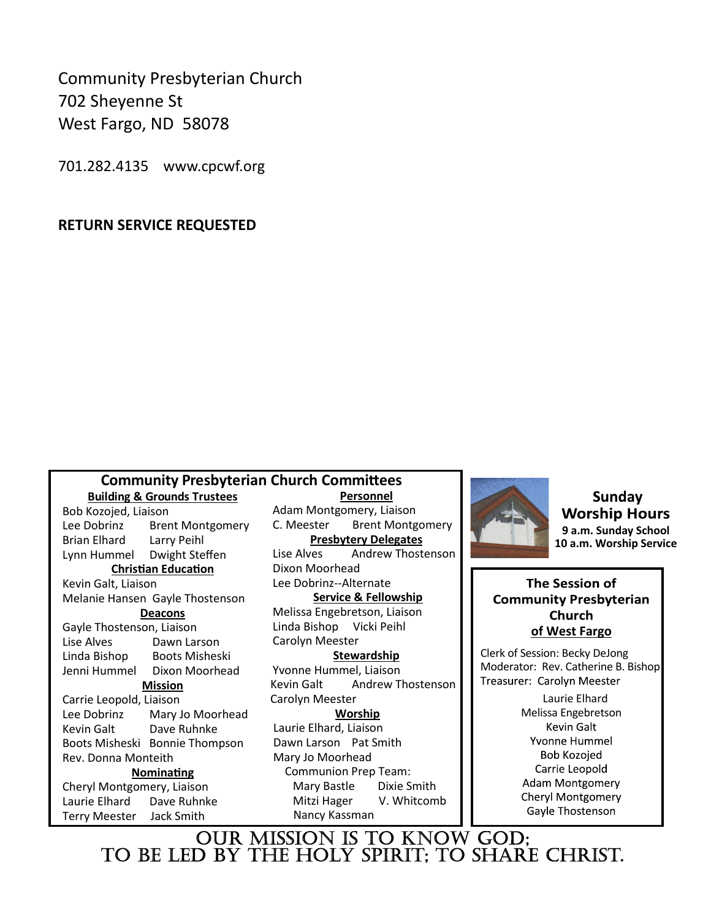Community Presbyterian Church
702 Sheyenne St
West Fargo, ND 58078

701.282.4135 www.cpcwf.org

**RETURN SERVICE REQUESTED**

## Community Presbyterian Church Committees

**Building & Grounds Trustees**

Bob Kozojed, Liaison
Lee Dobrinz Brent Montgomery
Brian Elhard Larry Peihl
Lynn Hummel Dwight Steffen

**Christian Education**

Kevin Galt, Liaison
Melanie Hansen Gayle Thostenson

**Deacons**

Gayle Thostenson, Liaison
Lise Alves Dawn Larson
Linda Bishop Boots Misheski
Jenni Hummel Dixon Moorhead

**Mission**

Carrie Leopold, Liaison
Lee Dobrinz Mary Jo Moorhead
Kevin Galt Dave Ruhnke
Boots Misheski Bonnie Thompson
Rev. Donna Monteith

**Nominating**

Cheryl Montgomery, Liaison
Laurie Elhard Dave Ruhnke
Terry Meester Jack Smith

**Personnel**

Adam Montgomery, Liaison
C. Meester Brent Montgomery

**Presbytery Delegates**

Lise Alves Andrew Thostenson
Dixon Moorhead
Lee Dobrinz--Alternate

**Service & Fellowship**

Melissa Engebretson, Liaison
Linda Bishop Vicki Peihl
Carolyn Meester

**Stewardship**

Yvonne Hummel, Liaison
Kevin Galt Andrew Thostenson
Carolyn Meester

**Worship**

Laurie Elhard, Liaison
Dawn Larson Pat Smith
Mary Jo Moorhead
Communion Prep Team:
Mary Bastle Dixie Smith
Mitzi Hager V. Whitcomb
Nancy Kassman

**Sunday Worship Hours**

**9 a.m. Sunday School**
**10 a.m. Worship Service**

**The Session of Community Presbyterian Church of West Fargo**

Clerk of Session: Becky DeJong
Moderator: Rev. Catherine B. Bishop
Treasurer: Carolyn Meester

Laurie Elhard
Melissa Engebretson
Kevin Galt
Yvonne Hummel
Bob Kozojed
Carrie Leopold
Adam Montgomery
Cheryl Montgomery
Gayle Thostenson

OUR MISSION IS TO KNOW GOD;
TO BE LED BY THE HOLY SPIRIT; TO SHARE CHRIST.